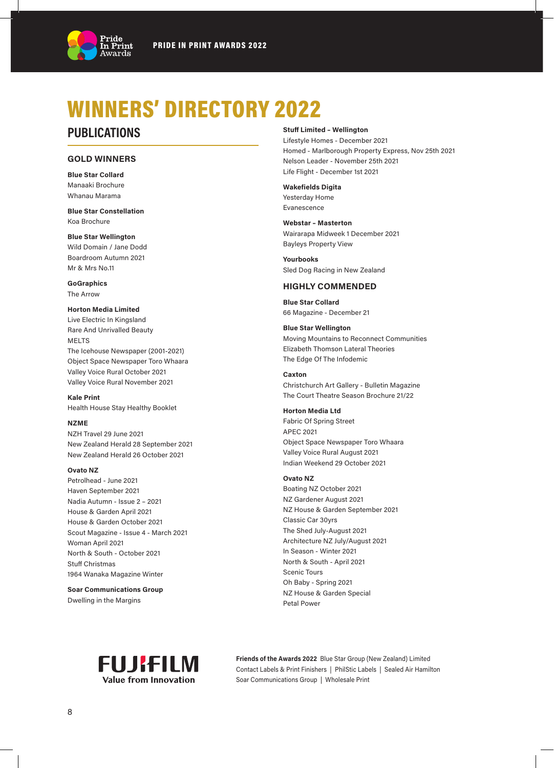# WINNERS' DIRECTORY 2022

## PUBLICATIONS

### GOLD WINNERS

**Blue Star Collard**
Manaaki Brochure
Whanau Marama

**Blue Star Constellation**
Koa Brochure

**Blue Star Wellington**
Wild Domain / Jane Dodd
Boardroom Autumn 2021
Mr & Mrs No.11

**GoGraphics**
The Arrow

**Horton Media Limited**
Live Electric In Kingsland
Rare And Unrivalled Beauty
MELTS
The Icehouse Newspaper (2001-2021)
Object Space Newspaper Toro Whaara
Valley Voice Rural October 2021
Valley Voice Rural November 2021

**Kale Print**
Health House Stay Healthy Booklet

**NZME**
NZH Travel 29 June 2021
New Zealand Herald 28 September 2021
New Zealand Herald 26 October 2021

**Ovato NZ**
Petrolhead - June 2021
Haven September 2021
Nadia Autumn - Issue 2 – 2021
House & Garden April 2021
House & Garden October 2021
Scout Magazine - Issue 4 - March 2021
Woman April 2021
North & South - October 2021
Stuff Christmas
1964 Wanaka Magazine Winter

**Soar Communications Group**
Dwelling in the Margins

**Stuff Limited – Wellington**
Lifestyle Homes - December 2021
Homed - Marlborough Property Express, Nov 25th 2021
Nelson Leader - November 25th 2021
Life Flight - December 1st 2021

**Wakefields Digita**
Yesterday Home
Evanescence

**Webstar – Masterton**
Wairarapa Midweek 1 December 2021
Bayleys Property View

**Yourbooks**
Sled Dog Racing in New Zealand

### HIGHLY COMMENDED

**Blue Star Collard**
66 Magazine - December 21

**Blue Star Wellington**
Moving Mountains to Reconnect Communities
Elizabeth Thomson Lateral Theories
The Edge Of The Infodemic

**Caxton**
Christchurch Art Gallery - Bulletin Magazine
The Court Theatre Season Brochure 21/22

**Horton Media Ltd**
Fabric Of Spring Street
APEC 2021
Object Space Newspaper Toro Whaara
Valley Voice Rural August 2021
Indian Weekend 29 October 2021

**Ovato NZ**
Boating NZ October 2021
NZ Gardener August 2021
NZ House & Garden September 2021
Classic Car 30yrs
The Shed July-August 2021
Architecture NZ July/August 2021
In Season - Winter 2021
North & South - April 2021
Scenic Tours
Oh Baby - Spring 2021
NZ House & Garden Special
Petal Power

FUJIFILM Value from Innovation

**Friends of the Awards 2022** Blue Star Group (New Zealand) Limited
Contact Labels & Print Finishers | PhilStic Labels | Sealed Air Hamilton
Soar Communications Group | Wholesale Print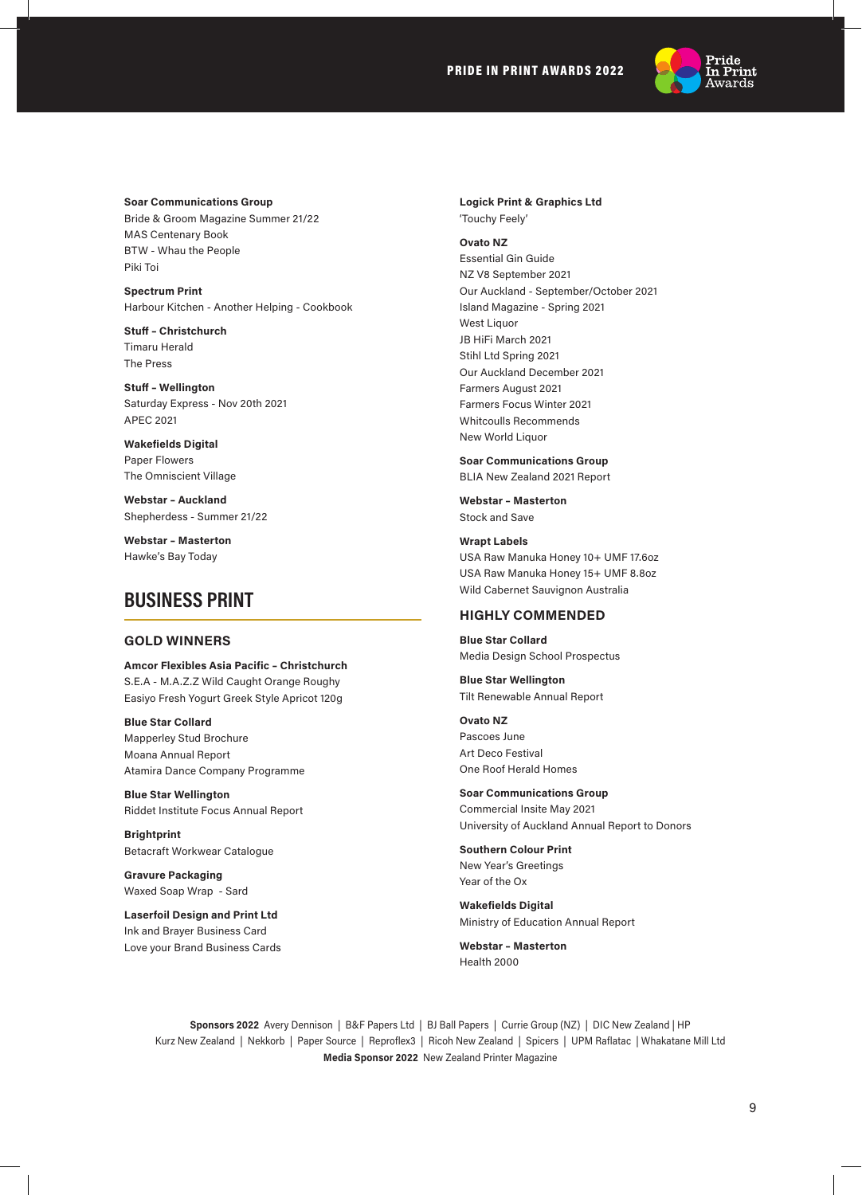**Soar Communications Group**
Bride & Groom Magazine Summer 21/22
MAS Centenary Book
BTW - Whau the People
Piki Toi

**Spectrum Print**
Harbour Kitchen - Another Helping - Cookbook

**Stuff – Christchurch**
Timaru Herald
The Press

**Stuff – Wellington**
Saturday Express - Nov 20th 2021
APEC 2021

**Wakefields Digital**
Paper Flowers
The Omniscient Village

**Webstar – Auckland**
Shepherdess - Summer 21/22

**Webstar – Masterton**
Hawke's Bay Today

## BUSINESS PRINT

### GOLD WINNERS

**Amcor Flexibles Asia Pacific – Christchurch**
S.E.A - M.A.Z.Z Wild Caught Orange Roughy
Easiyo Fresh Yogurt Greek Style Apricot 120g

**Blue Star Collard**
Mapperley Stud Brochure
Moana Annual Report
Atamira Dance Company Programme

**Blue Star Wellington**
Riddet Institute Focus Annual Report

**Brightprint**
Betacraft Workwear Catalogue

**Gravure Packaging**
Waxed Soap Wrap - Sard

**Laserfoil Design and Print Ltd**
Ink and Brayer Business Card
Love your Brand Business Cards

**Logick Print & Graphics Ltd**
'Touchy Feely'

**Ovato NZ**
Essential Gin Guide
NZ V8 September 2021
Our Auckland - September/October 2021
Island Magazine - Spring 2021
West Liquor
JB HiFi March 2021
Stihl Ltd Spring 2021
Our Auckland December 2021
Farmers August 2021
Farmers Focus Winter 2021
Whitcoulls Recommends
New World Liquor

**Soar Communications Group**
BLIA New Zealand 2021 Report

**Webstar – Masterton**
Stock and Save

**Wrapt Labels**
USA Raw Manuka Honey 10+ UMF 17.6oz
USA Raw Manuka Honey 15+ UMF 8.8oz
Wild Cabernet Sauvignon Australia

### HIGHLY COMMENDED

**Blue Star Collard**
Media Design School Prospectus

**Blue Star Wellington**
Tilt Renewable Annual Report

**Ovato NZ**
Pascoes June
Art Deco Festival
One Roof Herald Homes

**Soar Communications Group**
Commercial Insite May 2021
University of Auckland Annual Report to Donors

**Southern Colour Print**
New Year's Greetings
Year of the Ox

**Wakefields Digital**
Ministry of Education Annual Report

**Webstar – Masterton**
Health 2000

**Sponsors 2022** Avery Dennison | B&F Papers Ltd | BJ Ball Papers | Currie Group (NZ) | DIC New Zealand | HP
Kurz New Zealand | Nekkorb | Paper Source | Reproflex3 | Ricoh New Zealand | Spicers | UPM Raflatac | Whakatane Mill Ltd
**Media Sponsor 2022** New Zealand Printer Magazine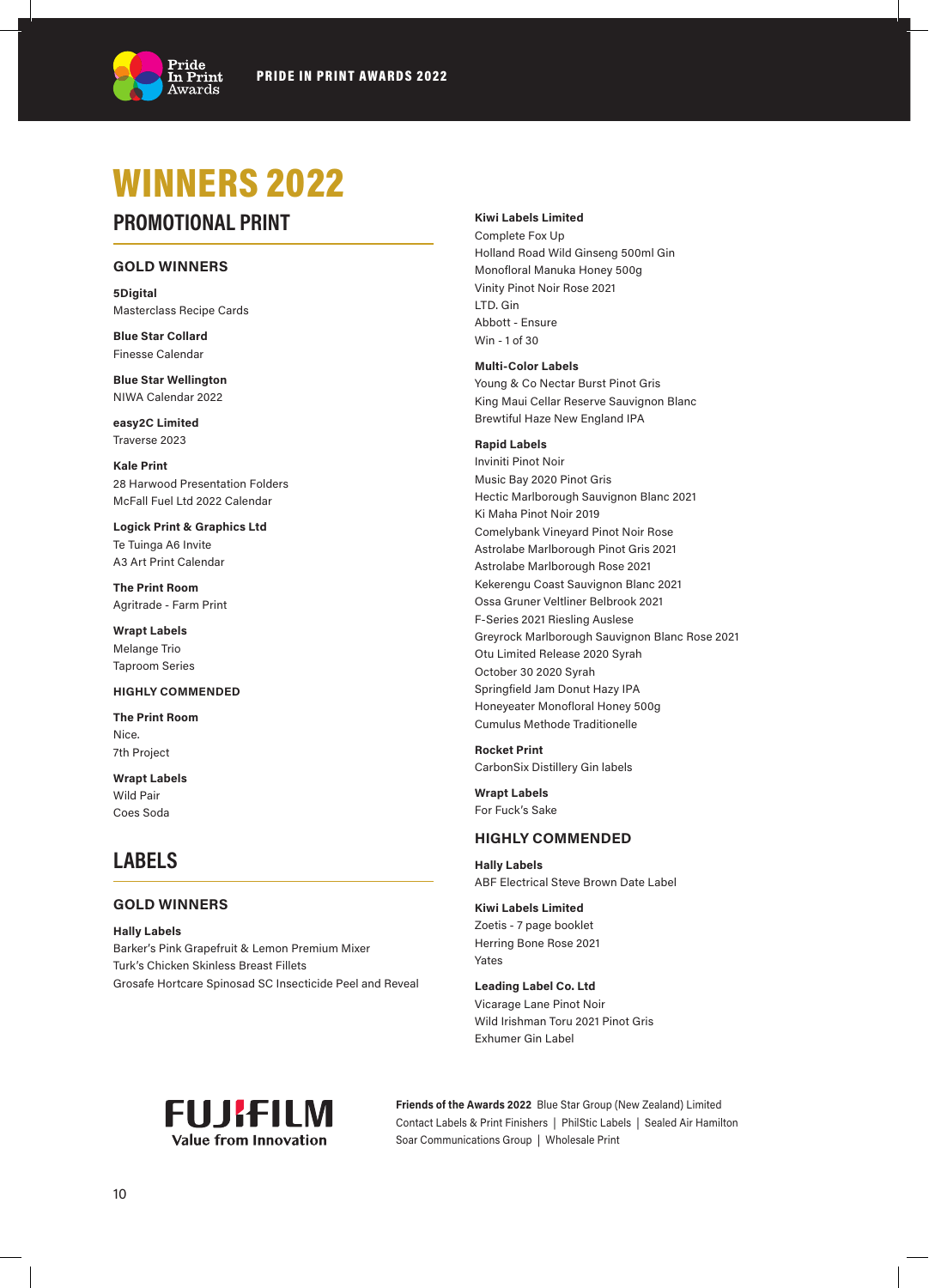# WINNERS 2022

## PROMOTIONAL PRINT

### GOLD WINNERS

**5Digital**
Masterclass Recipe Cards

**Blue Star Collard**
Finesse Calendar

**Blue Star Wellington**
NIWA Calendar 2022

**easy2C Limited**
Traverse 2023

**Kale Print**
28 Harwood Presentation Folders
McFall Fuel Ltd 2022 Calendar

**Logick Print & Graphics Ltd**
Te Tuinga A6 Invite
A3 Art Print Calendar

**The Print Room**
Agritrade - Farm Print

**Wrapt Labels**
Melange Trio
Taproom Series

#### HIGHLY COMMENDED

**The Print Room**
Nice.
7th Project

**Wrapt Labels**
Wild Pair
Coes Soda

## LABELS

### GOLD WINNERS

**Hally Labels**
Barker's Pink Grapefruit & Lemon Premium Mixer
Turk's Chicken Skinless Breast Fillets
Grosafe Hortcare Spinosad SC Insecticide Peel and Reveal

**Kiwi Labels Limited**
Complete Fox Up
Holland Road Wild Ginseng 500ml Gin
Monofloral Manuka Honey 500g
Vinity Pinot Noir Rose 2021
LTD. Gin
Abbott - Ensure
Win - 1 of 30

**Multi-Color Labels**
Young & Co Nectar Burst Pinot Gris
King Maui Cellar Reserve Sauvignon Blanc
Brewtiful Haze New England IPA

**Rapid Labels**
Inviniti Pinot Noir
Music Bay 2020 Pinot Gris
Hectic Marlborough Sauvignon Blanc 2021
Ki Maha Pinot Noir 2019
Comelybank Vineyard Pinot Noir Rose
Astrolabe Marlborough Pinot Gris 2021
Astrolabe Marlborough Rose 2021
Kekerengu Coast Sauvignon Blanc 2021
Ossa Gruner Veltliner Belbrook 2021
F-Series 2021 Riesling Auslese
Greyrock Marlborough Sauvignon Blanc Rose 2021
Otu Limited Release 2020 Syrah
October 30 2020 Syrah
Springfield Jam Donut Hazy IPA
Honeyeater Monofloral Honey 500g
Cumulus Methode Traditionelle

**Rocket Print**
CarbonSix Distillery Gin labels

**Wrapt Labels**
For Fuck's Sake

### HIGHLY COMMENDED

**Hally Labels**
ABF Electrical Steve Brown Date Label

**Kiwi Labels Limited**
Zoetis - 7 page booklet
Herring Bone Rose 2021
Yates

**Leading Label Co. Ltd**
Vicarage Lane Pinot Noir
Wild Irishman Toru 2021 Pinot Gris
Exhumer Gin Label

FUJIFILM Value from Innovation

**Friends of the Awards 2022** Blue Star Group (New Zealand) Limited
Contact Labels & Print Finishers | PhilStic Labels | Sealed Air Hamilton
Soar Communications Group | Wholesale Print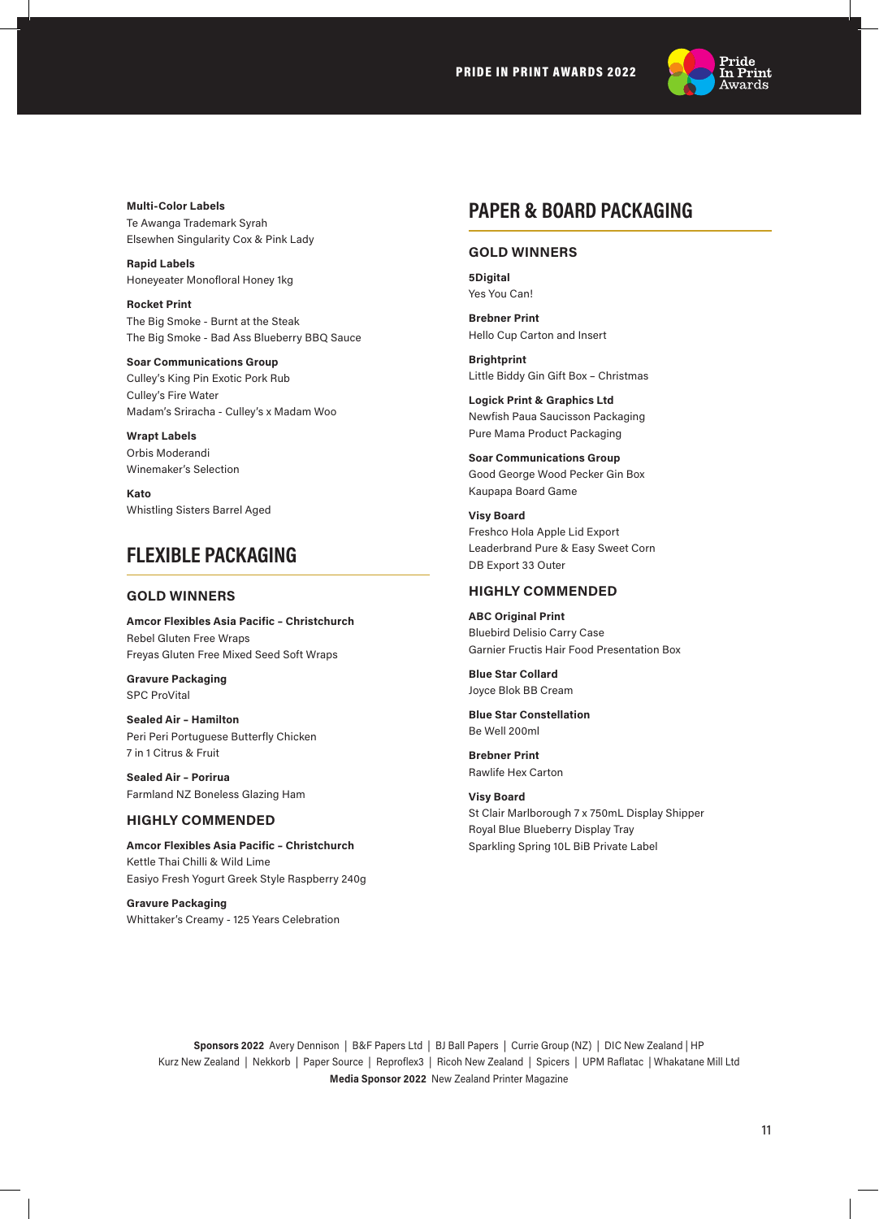**Multi-Color Labels**
Te Awanga Trademark Syrah
Elsewhen Singularity Cox & Pink Lady

**Rapid Labels**
Honeyeater Monofloral Honey 1kg

**Rocket Print**
The Big Smoke - Burnt at the Steak
The Big Smoke - Bad Ass Blueberry BBQ Sauce

**Soar Communications Group**
Culley's King Pin Exotic Pork Rub
Culley's Fire Water
Madam's Sriracha - Culley's x Madam Woo

**Wrapt Labels**
Orbis Moderandi
Winemaker's Selection

**Kato**
Whistling Sisters Barrel Aged

# FLEXIBLE PACKAGING

## GOLD WINNERS

**Amcor Flexibles Asia Pacific – Christchurch**
Rebel Gluten Free Wraps
Freyas Gluten Free Mixed Seed Soft Wraps

**Gravure Packaging**
SPC ProVital

**Sealed Air – Hamilton**
Peri Peri Portuguese Butterfly Chicken
7 in 1 Citrus & Fruit

**Sealed Air – Porirua**
Farmland NZ Boneless Glazing Ham

## HIGHLY COMMENDED

**Amcor Flexibles Asia Pacific – Christchurch**
Kettle Thai Chilli & Wild Lime
Easiyo Fresh Yogurt Greek Style Raspberry 240g

**Gravure Packaging**
Whittaker's Creamy - 125 Years Celebration

# PAPER & BOARD PACKAGING

## GOLD WINNERS

**5Digital**
Yes You Can!

**Brebner Print**
Hello Cup Carton and Insert

**Brightprint**
Little Biddy Gin Gift Box – Christmas

**Logick Print & Graphics Ltd**
Newfish Paua Saucisson Packaging
Pure Mama Product Packaging

**Soar Communications Group**
Good George Wood Pecker Gin Box
Kaupapa Board Game

**Visy Board**
Freshco Hola Apple Lid Export
Leaderbrand Pure & Easy Sweet Corn
DB Export 33 Outer

## HIGHLY COMMENDED

**ABC Original Print**
Bluebird Delisio Carry Case
Garnier Fructis Hair Food Presentation Box

**Blue Star Collard**
Joyce Blok BB Cream

**Blue Star Constellation**
Be Well 200ml

**Brebner Print**
Rawlife Hex Carton

**Visy Board**
St Clair Marlborough 7 x 750mL Display Shipper
Royal Blue Blueberry Display Tray
Sparkling Spring 10L BiB Private Label

**Sponsors 2022** Avery Dennison | B&F Papers Ltd | BJ Ball Papers | Currie Group (NZ) | DIC New Zealand | HP
Kurz New Zealand | Nekkorb | Paper Source | Reproflex3 | Ricoh New Zealand | Spicers | UPM Raflatac | Whakatane Mill Ltd
**Media Sponsor 2022** New Zealand Printer Magazine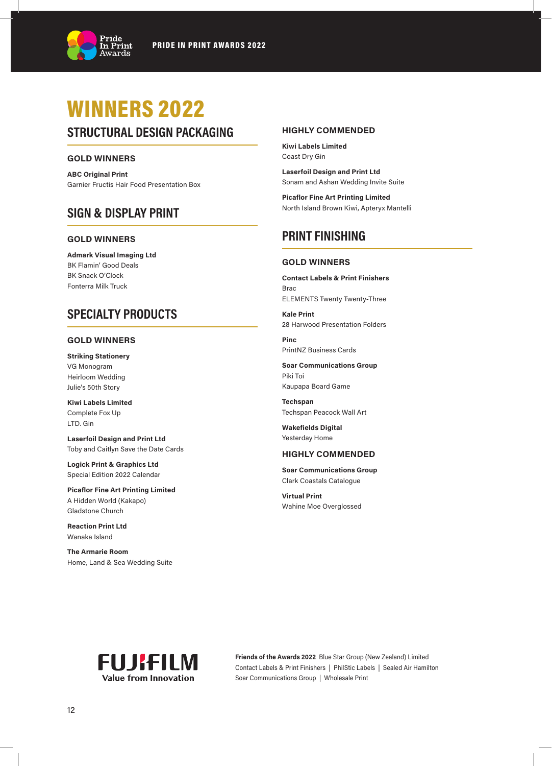# WINNERS 2022

## STRUCTURAL DESIGN PACKAGING

### GOLD WINNERS

**ABC Original Print**
Garnier Fructis Hair Food Presentation Box

## SIGN & DISPLAY PRINT

### GOLD WINNERS

**Admark Visual Imaging Ltd**
BK Flamin' Good Deals
BK Snack O'Clock
Fonterra Milk Truck

## SPECIALTY PRODUCTS

### GOLD WINNERS

**Striking Stationery**
VG Monogram
Heirloom Wedding
Julie's 50th Story

**Kiwi Labels Limited**
Complete Fox Up
LTD. Gin

**Laserfoil Design and Print Ltd**
Toby and Caitlyn Save the Date Cards

**Logick Print & Graphics Ltd**
Special Edition 2022 Calendar

**Picaflor Fine Art Printing Limited**
A Hidden World (Kakapo)
Gladstone Church

**Reaction Print Ltd**
Wanaka Island

**The Armarie Room**
Home, Land & Sea Wedding Suite

### HIGHLY COMMENDED

**Kiwi Labels Limited**
Coast Dry Gin

**Laserfoil Design and Print Ltd**
Sonam and Ashan Wedding Invite Suite

**Picaflor Fine Art Printing Limited**
North Island Brown Kiwi, Apteryx Mantelli

## PRINT FINISHING

### GOLD WINNERS

**Contact Labels & Print Finishers**
Brac
ELEMENTS Twenty Twenty-Three

**Kale Print**
28 Harwood Presentation Folders

**Pinc**
PrintNZ Business Cards

**Soar Communications Group**
Piki Toi
Kaupapa Board Game

**Techspan**
Techspan Peacock Wall Art

**Wakefields Digital**
Yesterday Home

### HIGHLY COMMENDED

**Soar Communications Group**
Clark Coastals Catalogue

**Virtual Print**
Wahine Moe Overglossed

FUJIFILM
Value from Innovation

**Friends of the Awards 2022** Blue Star Group (New Zealand) Limited
Contact Labels & Print Finishers | PhilStic Labels | Sealed Air Hamilton
Soar Communications Group | Wholesale Print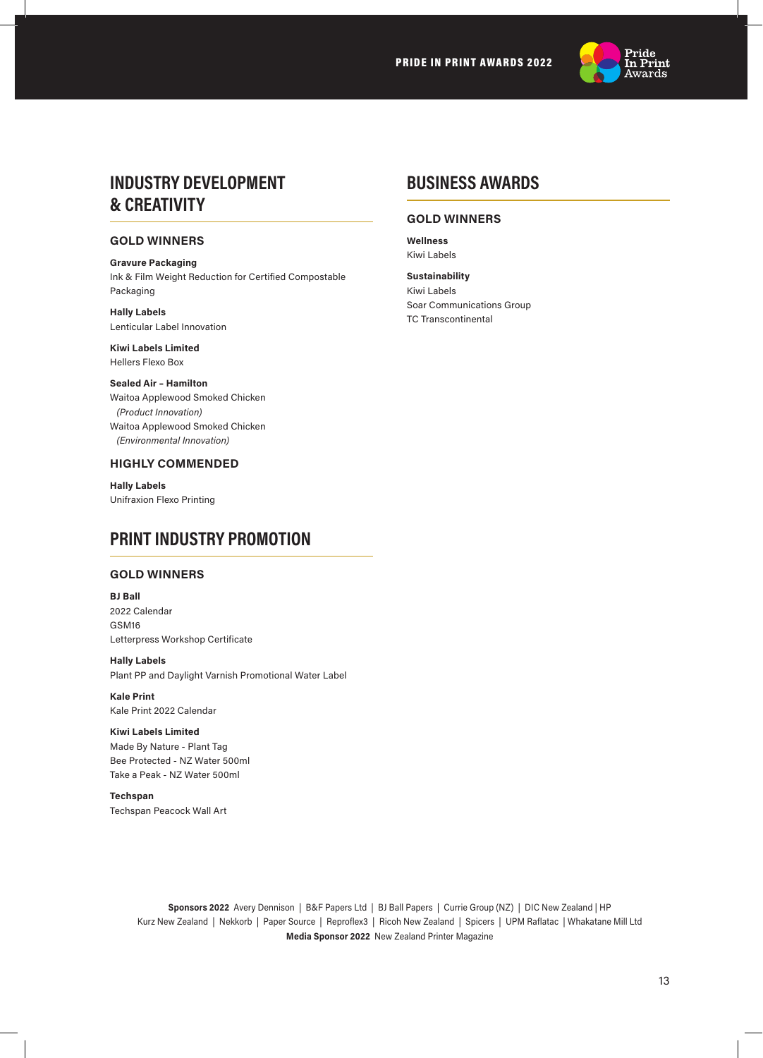## INDUSTRY DEVELOPMENT & CREATIVITY

### GOLD WINNERS

**Gravure Packaging**
Ink & Film Weight Reduction for Certified Compostable Packaging

**Hally Labels**
Lenticular Label Innovation

**Kiwi Labels Limited**
Hellers Flexo Box

**Sealed Air – Hamilton**
Waitoa Applewood Smoked Chicken
*(Product Innovation)*
Waitoa Applewood Smoked Chicken
*(Environmental Innovation)*

### HIGHLY COMMENDED

**Hally Labels**
Unifraxion Flexo Printing

## PRINT INDUSTRY PROMOTION

### GOLD WINNERS

**BJ Ball**
2022 Calendar
GSM16
Letterpress Workshop Certificate

**Hally Labels**
Plant PP and Daylight Varnish Promotional Water Label

**Kale Print**
Kale Print 2022 Calendar

**Kiwi Labels Limited**
Made By Nature - Plant Tag
Bee Protected - NZ Water 500ml
Take a Peak - NZ Water 500ml

**Techspan**
Techspan Peacock Wall Art

## BUSINESS AWARDS

### GOLD WINNERS

**Wellness**
Kiwi Labels

**Sustainability**
Kiwi Labels
Soar Communications Group
TC Transcontinental

**Sponsors 2022** Avery Dennison | B&F Papers Ltd | BJ Ball Papers | Currie Group (NZ) | DIC New Zealand | HP
Kurz New Zealand | Nekkorb | Paper Source | Reproflex3 | Ricoh New Zealand | Spicers | UPM Raflatac | Whakatane Mill Ltd
**Media Sponsor 2022** New Zealand Printer Magazine